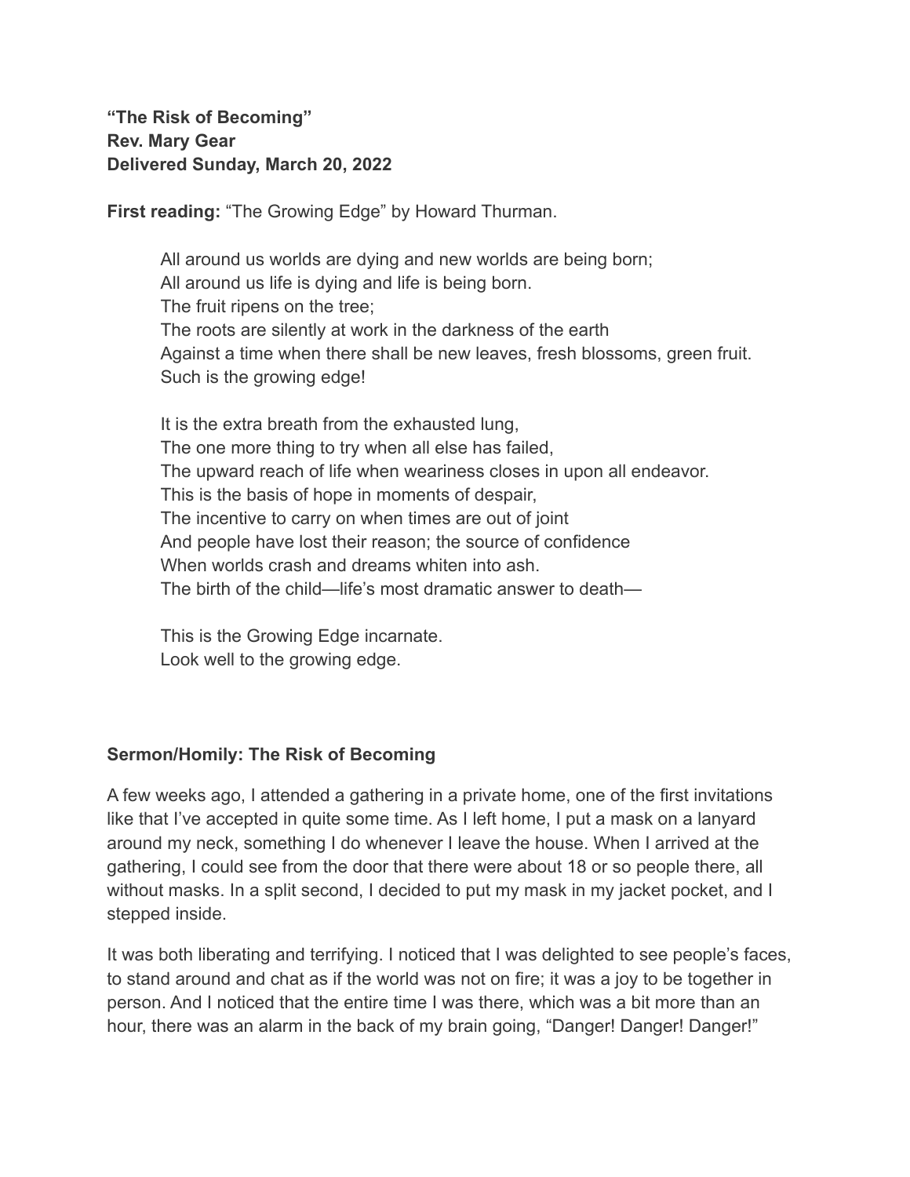**"The Risk of Becoming"**
**Rev. Mary Gear**
**Delivered Sunday, March 20, 2022**

**First reading:** "The Growing Edge" by Howard Thurman.

> All around us worlds are dying and new worlds are being born;
> All around us life is dying and life is being born.
> The fruit ripens on the tree;
> The roots are silently at work in the darkness of the earth
> Against a time when there shall be new leaves, fresh blossoms, green fruit.
> Such is the growing edge!
>
> It is the extra breath from the exhausted lung,
> The one more thing to try when all else has failed,
> The upward reach of life when weariness closes in upon all endeavor.
> This is the basis of hope in moments of despair,
> The incentive to carry on when times are out of joint
> And people have lost their reason; the source of confidence
> When worlds crash and dreams whiten into ash.
> The birth of the child—life's most dramatic answer to death—
>
> This is the Growing Edge incarnate.
> Look well to the growing edge.

### Sermon/Homily: The Risk of Becoming

A few weeks ago, I attended a gathering in a private home, one of the first invitations like that I've accepted in quite some time. As I left home, I put a mask on a lanyard around my neck, something I do whenever I leave the house. When I arrived at the gathering, I could see from the door that there were about 18 or so people there, all without masks. In a split second, I decided to put my mask in my jacket pocket, and I stepped inside.

It was both liberating and terrifying. I noticed that I was delighted to see people's faces, to stand around and chat as if the world was not on fire; it was a joy to be together in person. And I noticed that the entire time I was there, which was a bit more than an hour, there was an alarm in the back of my brain going, "Danger! Danger! Danger!"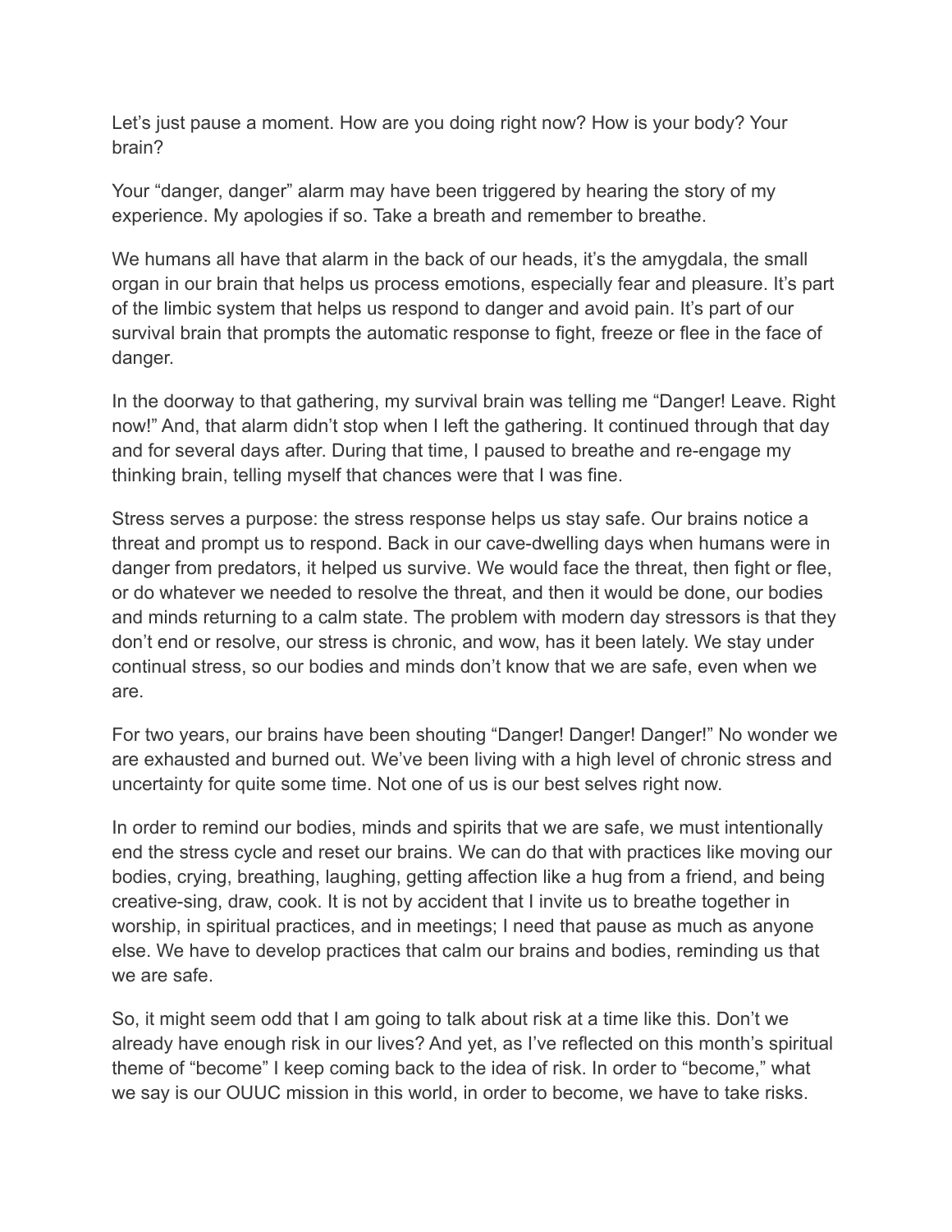Let's just pause a moment. How are you doing right now? How is your body? Your brain?

Your "danger, danger" alarm may have been triggered by hearing the story of my experience. My apologies if so. Take a breath and remember to breathe.

We humans all have that alarm in the back of our heads, it's the amygdala, the small organ in our brain that helps us process emotions, especially fear and pleasure. It's part of the limbic system that helps us respond to danger and avoid pain. It's part of our survival brain that prompts the automatic response to fight, freeze or flee in the face of danger.

In the doorway to that gathering, my survival brain was telling me "Danger! Leave. Right now!" And, that alarm didn't stop when I left the gathering. It continued through that day and for several days after. During that time, I paused to breathe and re-engage my thinking brain, telling myself that chances were that I was fine.

Stress serves a purpose: the stress response helps us stay safe. Our brains notice a threat and prompt us to respond. Back in our cave-dwelling days when humans were in danger from predators, it helped us survive. We would face the threat, then fight or flee, or do whatever we needed to resolve the threat, and then it would be done, our bodies and minds returning to a calm state. The problem with modern day stressors is that they don't end or resolve, our stress is chronic, and wow, has it been lately. We stay under continual stress, so our bodies and minds don't know that we are safe, even when we are.

For two years, our brains have been shouting "Danger! Danger! Danger!" No wonder we are exhausted and burned out. We've been living with a high level of chronic stress and uncertainty for quite some time. Not one of us is our best selves right now.

In order to remind our bodies, minds and spirits that we are safe, we must intentionally end the stress cycle and reset our brains. We can do that with practices like moving our bodies, crying, breathing, laughing, getting affection like a hug from a friend, and being creative-sing, draw, cook. It is not by accident that I invite us to breathe together in worship, in spiritual practices, and in meetings; I need that pause as much as anyone else. We have to develop practices that calm our brains and bodies, reminding us that we are safe.

So, it might seem odd that I am going to talk about risk at a time like this. Don't we already have enough risk in our lives? And yet, as I've reflected on this month's spiritual theme of "become" I keep coming back to the idea of risk. In order to "become," what we say is our OUUC mission in this world, in order to become, we have to take risks.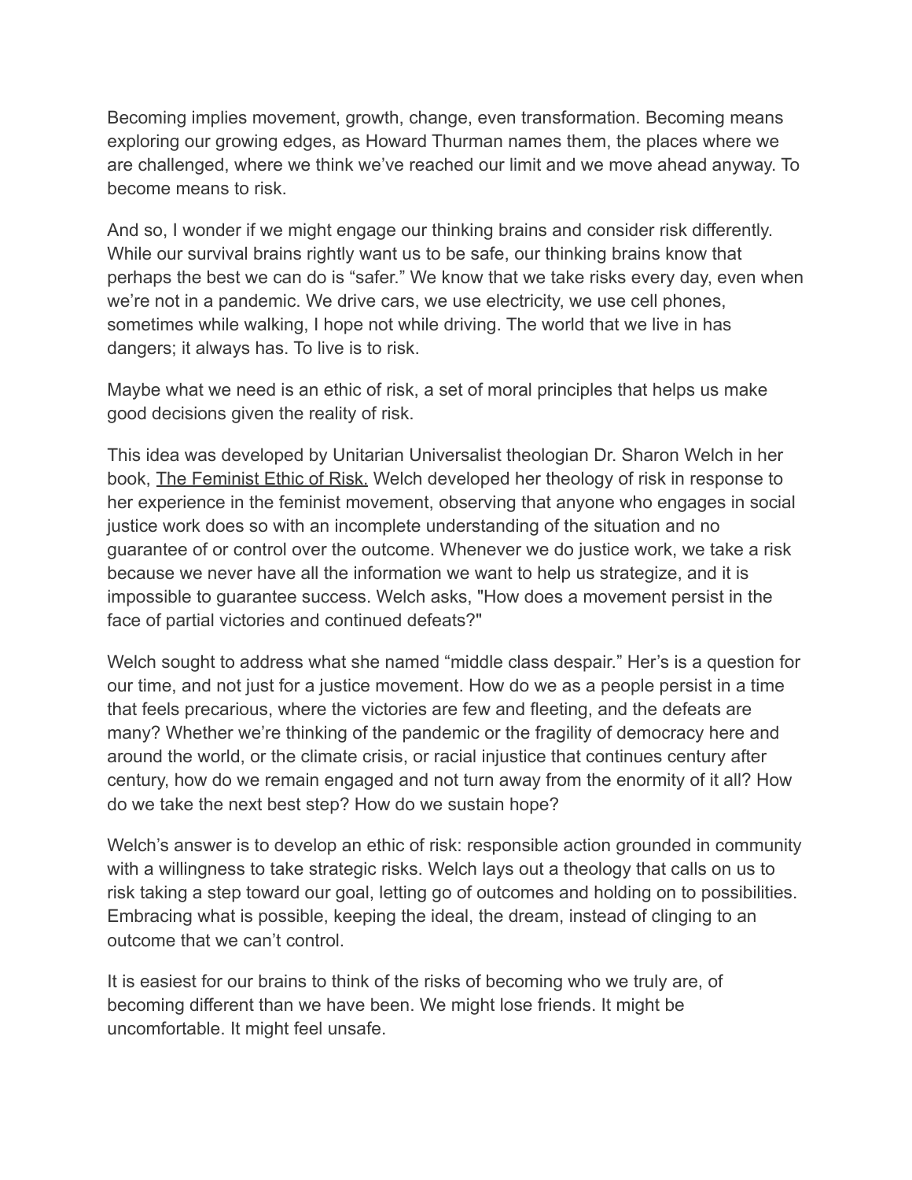Becoming implies movement, growth, change, even transformation. Becoming means exploring our growing edges, as Howard Thurman names them, the places where we are challenged, where we think we've reached our limit and we move ahead anyway. To become means to risk.

And so, I wonder if we might engage our thinking brains and consider risk differently. While our survival brains rightly want us to be safe, our thinking brains know that perhaps the best we can do is "safer." We know that we take risks every day, even when we're not in a pandemic. We drive cars, we use electricity, we use cell phones, sometimes while walking, I hope not while driving. The world that we live in has dangers; it always has. To live is to risk.

Maybe what we need is an ethic of risk, a set of moral principles that helps us make good decisions given the reality of risk.

This idea was developed by Unitarian Universalist theologian Dr. Sharon Welch in her book, The Feminist Ethic of Risk. Welch developed her theology of risk in response to her experience in the feminist movement, observing that anyone who engages in social justice work does so with an incomplete understanding of the situation and no guarantee of or control over the outcome. Whenever we do justice work, we take a risk because we never have all the information we want to help us strategize, and it is impossible to guarantee success. Welch asks, "How does a movement persist in the face of partial victories and continued defeats?"

Welch sought to address what she named "middle class despair." Her's is a question for our time, and not just for a justice movement. How do we as a people persist in a time that feels precarious, where the victories are few and fleeting, and the defeats are many? Whether we're thinking of the pandemic or the fragility of democracy here and around the world, or the climate crisis, or racial injustice that continues century after century, how do we remain engaged and not turn away from the enormity of it all? How do we take the next best step? How do we sustain hope?

Welch's answer is to develop an ethic of risk: responsible action grounded in community with a willingness to take strategic risks. Welch lays out a theology that calls on us to risk taking a step toward our goal, letting go of outcomes and holding on to possibilities. Embracing what is possible, keeping the ideal, the dream, instead of clinging to an outcome that we can't control.

It is easiest for our brains to think of the risks of becoming who we truly are, of becoming different than we have been. We might lose friends. It might be uncomfortable. It might feel unsafe.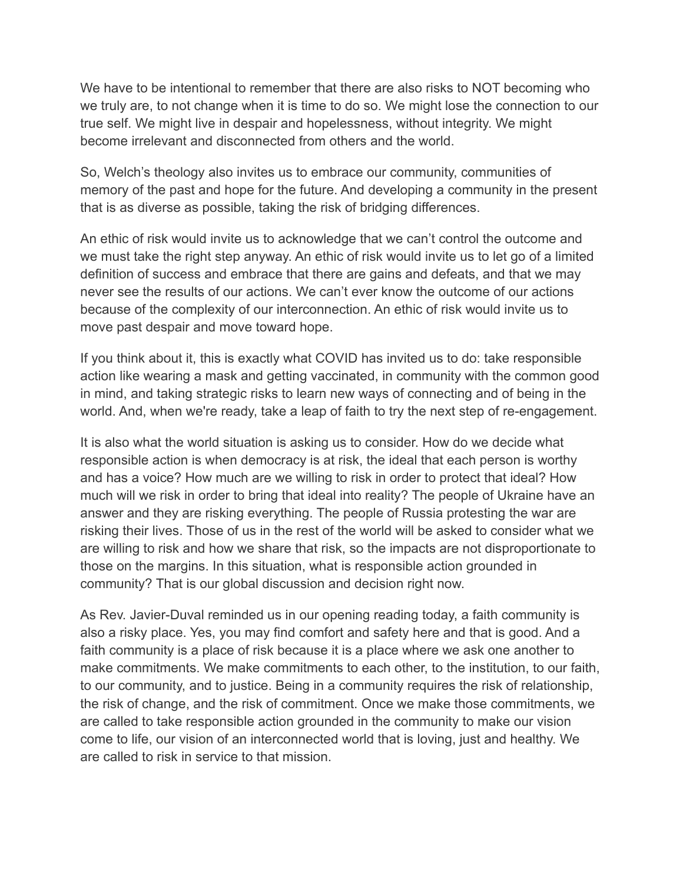We have to be intentional to remember that there are also risks to NOT becoming who we truly are, to not change when it is time to do so. We might lose the connection to our true self. We might live in despair and hopelessness, without integrity. We might become irrelevant and disconnected from others and the world.

So, Welch's theology also invites us to embrace our community, communities of memory of the past and hope for the future. And developing a community in the present that is as diverse as possible, taking the risk of bridging differences.

An ethic of risk would invite us to acknowledge that we can't control the outcome and we must take the right step anyway. An ethic of risk would invite us to let go of a limited definition of success and embrace that there are gains and defeats, and that we may never see the results of our actions. We can't ever know the outcome of our actions because of the complexity of our interconnection. An ethic of risk would invite us to move past despair and move toward hope.

If you think about it, this is exactly what COVID has invited us to do: take responsible action like wearing a mask and getting vaccinated, in community with the common good in mind, and taking strategic risks to learn new ways of connecting and of being in the world. And, when we're ready, take a leap of faith to try the next step of re-engagement.

It is also what the world situation is asking us to consider. How do we decide what responsible action is when democracy is at risk, the ideal that each person is worthy and has a voice? How much are we willing to risk in order to protect that ideal? How much will we risk in order to bring that ideal into reality? The people of Ukraine have an answer and they are risking everything. The people of Russia protesting the war are risking their lives. Those of us in the rest of the world will be asked to consider what we are willing to risk and how we share that risk, so the impacts are not disproportionate to those on the margins. In this situation, what is responsible action grounded in community? That is our global discussion and decision right now.

As Rev. Javier-Duval reminded us in our opening reading today, a faith community is also a risky place. Yes, you may find comfort and safety here and that is good. And a faith community is a place of risk because it is a place where we ask one another to make commitments. We make commitments to each other, to the institution, to our faith, to our community, and to justice. Being in a community requires the risk of relationship, the risk of change, and the risk of commitment. Once we make those commitments, we are called to take responsible action grounded in the community to make our vision come to life, our vision of an interconnected world that is loving, just and healthy. We are called to risk in service to that mission.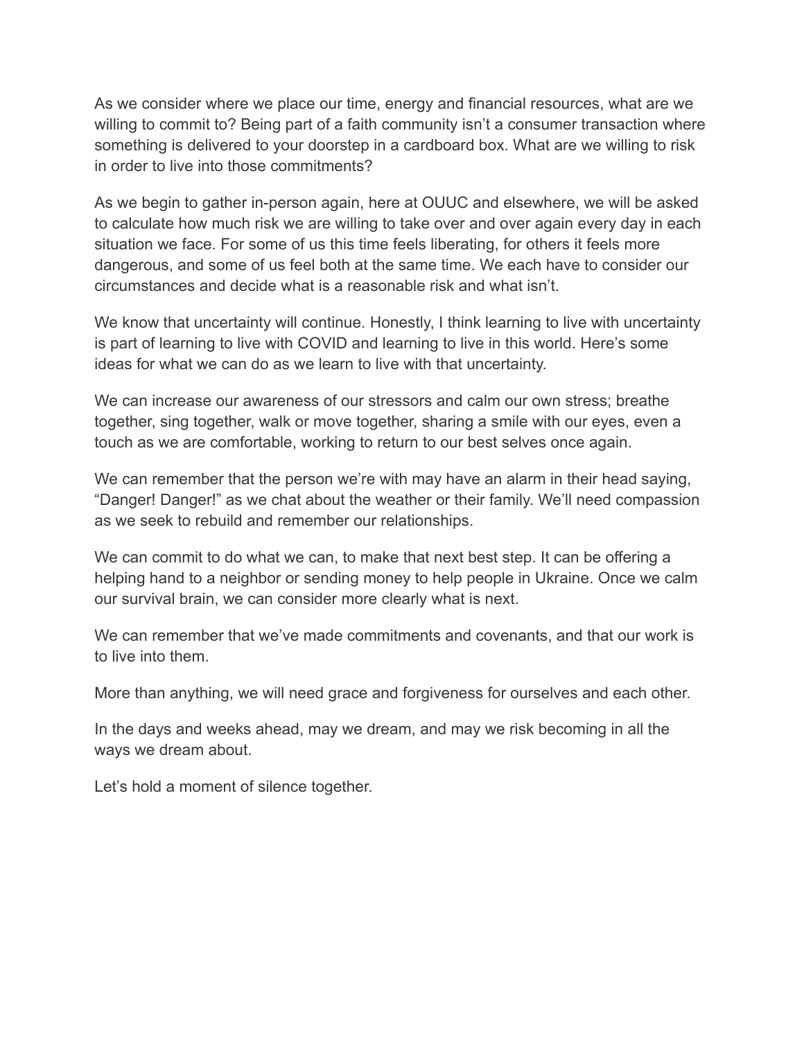As we consider where we place our time, energy and financial resources, what are we willing to commit to? Being part of a faith community isn't a consumer transaction where something is delivered to your doorstep in a cardboard box. What are we willing to risk in order to live into those commitments?

As we begin to gather in-person again, here at OUUC and elsewhere, we will be asked to calculate how much risk we are willing to take over and over again every day in each situation we face. For some of us this time feels liberating, for others it feels more dangerous, and some of us feel both at the same time. We each have to consider our circumstances and decide what is a reasonable risk and what isn't.

We know that uncertainty will continue. Honestly, I think learning to live with uncertainty is part of learning to live with COVID and learning to live in this world. Here's some ideas for what we can do as we learn to live with that uncertainty.

We can increase our awareness of our stressors and calm our own stress; breathe together, sing together, walk or move together, sharing a smile with our eyes, even a touch as we are comfortable, working to return to our best selves once again.

We can remember that the person we're with may have an alarm in their head saying, "Danger! Danger!" as we chat about the weather or their family. We'll need compassion as we seek to rebuild and remember our relationships.

We can commit to do what we can, to make that next best step. It can be offering a helping hand to a neighbor or sending money to help people in Ukraine. Once we calm our survival brain, we can consider more clearly what is next.

We can remember that we've made commitments and covenants, and that our work is to live into them.

More than anything, we will need grace and forgiveness for ourselves and each other.

In the days and weeks ahead, may we dream, and may we risk becoming in all the ways we dream about.

Let's hold a moment of silence together.